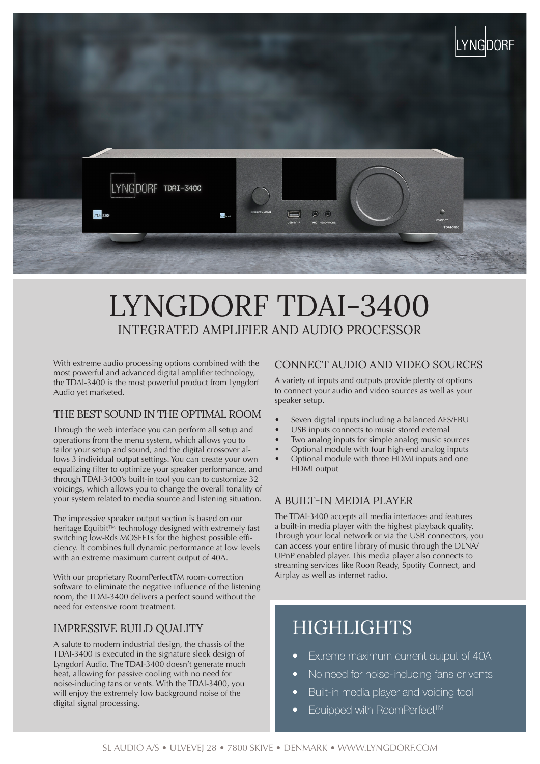# LYNGDORF TDAI-3400

## INTEGRATED AMPLIFIER AND AUDIO PROCESSOR

With extreme audio processing options combined with the most powerful and advanced digital amplifier technology, the TDAI-3400 is the most powerful product from Lyngdorf Audio yet marketed.

### THE BEST SOUND IN THE OPTIMAL ROOM

Through the web interface you can perform all setup and operations from the menu system, which allows you to tailor your setup and sound, and the digital crossover allows 3 individual output settings. You can create your own equalizing filter to optimize your speaker performance, and through TDAI-3400's built-in tool you can to customize 32 voicings, which allows you to change the overall tonality of your system related to media source and listening situation.

The impressive speaker output section is based on our heritage Equibit™ technology designed with extremely fast switching low-Rds MOSFETs for the highest possible efficiency. It combines full dynamic performance at low levels with an extreme maximum current output of 40A.

With our proprietary RoomPerfectTM room-correction software to eliminate the negative influence of the listening room, the TDAI-3400 delivers a perfect sound without the need for extensive room treatment.

### IMPRESSIVE BUILD QUALITY

A salute to modern industrial design, the chassis of the TDAI-3400 is executed in the signature sleek design of Lyngdorf Audio. The TDAI-3400 doesn't generate much heat, allowing for passive cooling with no need for noise-inducing fans or vents. With the TDAI-3400, you will enjoy the extremely low background noise of the digital signal processing.

### CONNECT AUDIO AND VIDEO SOURCES

A variety of inputs and outputs provide plenty of options to connect your audio and video sources as well as your speaker setup.

- Seven digital inputs including a balanced AES/EBU
- USB inputs connects to music stored external
- Two analog inputs for simple analog music sources
- Optional module with four high-end analog inputs
- Optional module with three HDMI inputs and one HDMI output

### A BUILT-IN MEDIA PLAYER

The TDAI-3400 accepts all media interfaces and features a built-in media player with the highest playback quality. Through your local network or via the USB connectors, you can access your entire library of music through the DLNA/UPnP enabled player. This media player also connects to streaming services like Roon Ready, Spotify Connect, and Airplay as well as internet radio.

## HIGHLIGHTS

- Extreme maximum current output of 40A
- No need for noise-inducing fans or vents
- Built-in media player and voicing tool
- Equipped with RoomPerfect™

SL AUDIO A/S • ULVEVEJ 28 • 7800 SKIVE • DENMARK • WWW.LYNGDORF.COM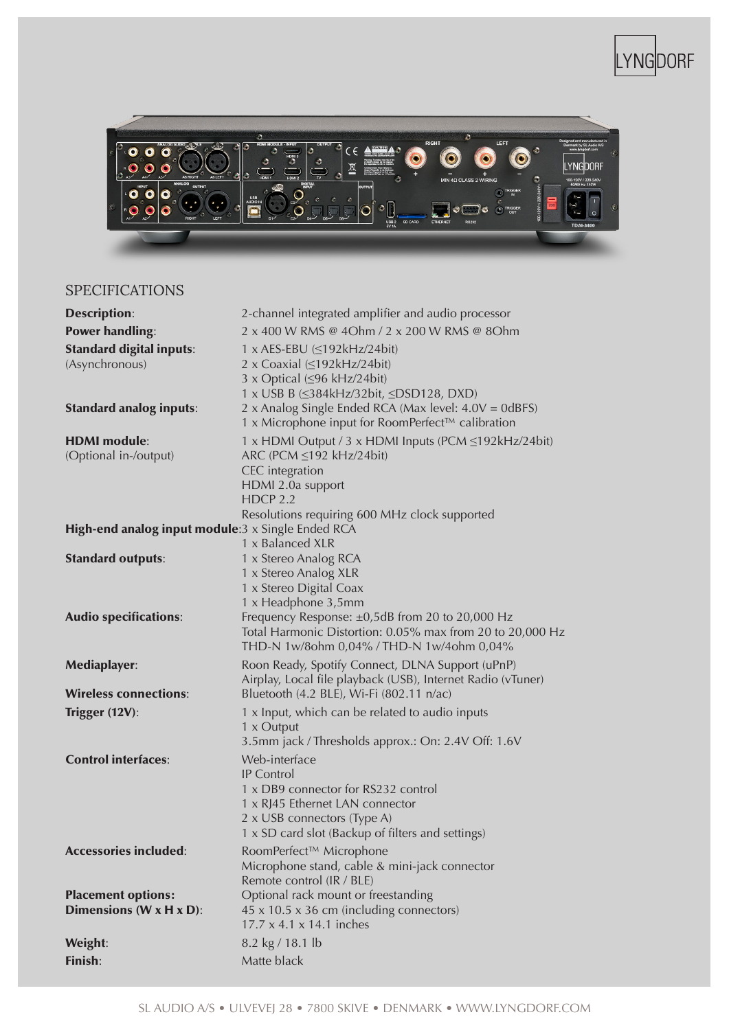LYNGDORF

## SPECIFICATIONS

| | |
|---|---|
| **Description**: | 2-channel integrated amplifier and audio processor |
| **Power handling**: | 2 x 400 W RMS @ 4Ohm / 2 x 200 W RMS @ 8Ohm |
| **Standard digital inputs**: (Asynchronous) | 1 x AES-EBU (≤192kHz/24bit)<br>2 x Coaxial (≤192kHz/24bit)<br>3 x Optical (≤96 kHz/24bit)<br>1 x USB B (≤384kHz/32bit, ≤DSD128, DXD) |
| **Standard analog inputs**: | 2 x Analog Single Ended RCA (Max level: 4.0V = 0dBFS)<br>1 x Microphone input for RoomPerfect™ calibration |
| **HDMI module**: (Optional in-/output) | 1 x HDMI Output / 3 x HDMI Inputs (PCM ≤192kHz/24bit)<br>ARC (PCM ≤192 kHz/24bit)<br>CEC integration<br>HDMI 2.0a support<br>HDCP 2.2<br>Resolutions requiring 600 MHz clock supported |
| **High-end analog input module**: | 3 x Single Ended RCA<br>1 x Balanced XLR |
| **Standard outputs**: | 1 x Stereo Analog RCA<br>1 x Stereo Analog XLR<br>1 x Stereo Digital Coax<br>1 x Headphone 3,5mm |
| **Audio specifications**: | Frequency Response: ±0,5dB from 20 to 20,000 Hz<br>Total Harmonic Distortion: 0.05% max from 20 to 20,000 Hz<br>THD-N 1w/8ohm 0,04% / THD-N 1w/4ohm 0,04% |
| **Mediaplayer**: | Roon Ready, Spotify Connect, DLNA Support (uPnP)<br>Airplay, Local file playback (USB), Internet Radio (vTuner) |
| **Wireless connections**: | Bluetooth (4.2 BLE), Wi-Fi (802.11 n/ac) |
| **Trigger (12V)**: | 1 x Input, which can be related to audio inputs<br>1 x Output<br>3.5mm jack / Thresholds approx.: On: 2.4V Off: 1.6V |
| **Control interfaces**: | Web-interface<br>IP Control<br>1 x DB9 connector for RS232 control<br>1 x RJ45 Ethernet LAN connector<br>2 x USB connectors (Type A)<br>1 x SD card slot (Backup of filters and settings) |
| **Accessories included**: | RoomPerfect™ Microphone<br>Microphone stand, cable & mini-jack connector<br>Remote control (IR / BLE) |
| **Placement options:** | Optional rack mount or freestanding |
| **Dimensions (W x H x D)**: | 45 x 10.5 x 36 cm (including connectors)<br>17.7 x 4.1 x 14.1 inches |
| **Weight**: | 8.2 kg / 18.1 lb |
| **Finish**: | Matte black |

SL AUDIO A/S • ULVEVEJ 28 • 7800 SKIVE • DENMARK • WWW.LYNGDORF.COM